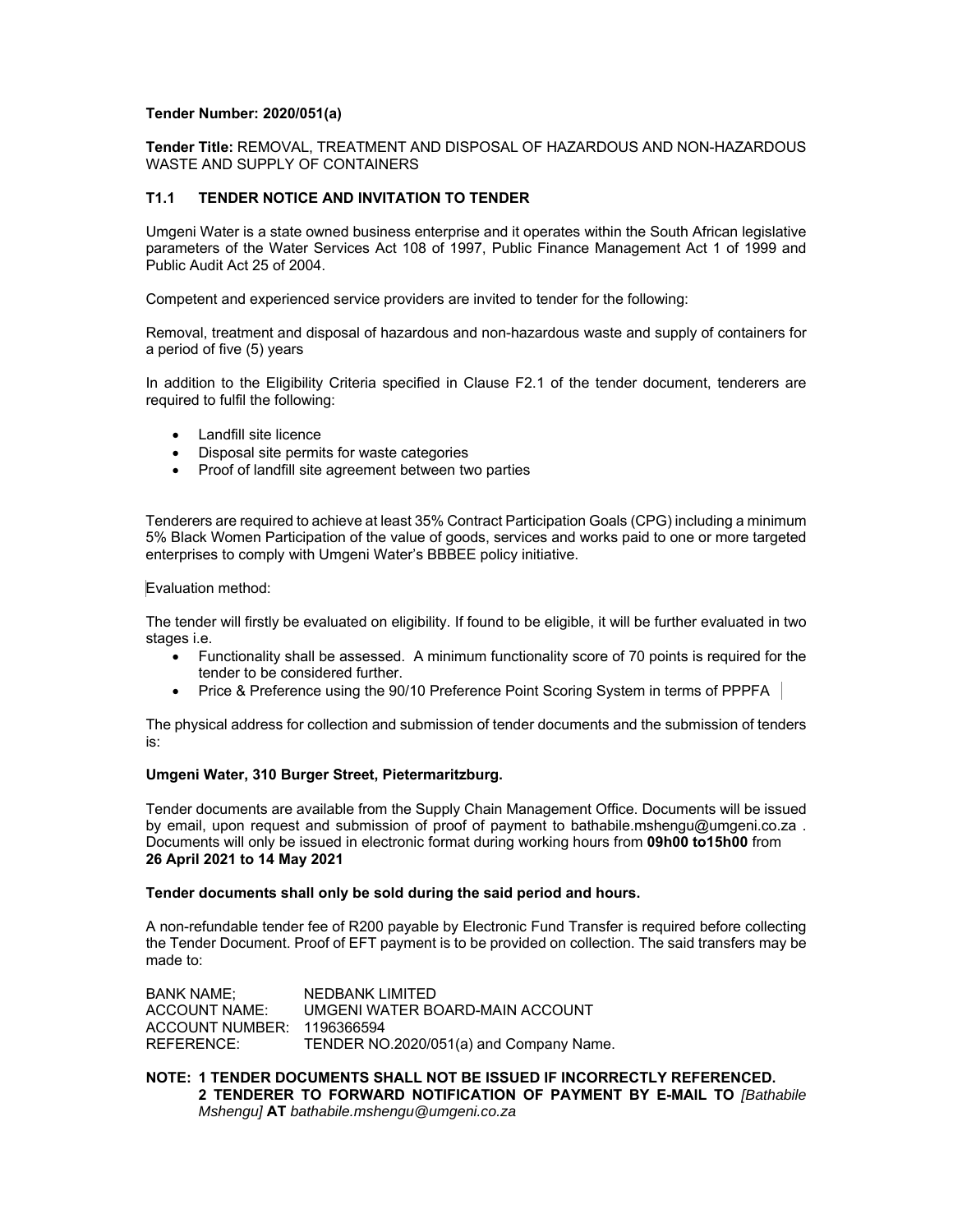**Tender Number: 2020/051(a)**

**Tender Title:** REMOVAL, TREATMENT AND DISPOSAL OF HAZARDOUS AND NON-HAZARDOUS WASTE AND SUPPLY OF CONTAINERS

## T1.1 TENDER NOTICE AND INVITATION TO TENDER

Umgeni Water is a state owned business enterprise and it operates within the South African legislative parameters of the Water Services Act 108 of 1997, Public Finance Management Act 1 of 1999 and Public Audit Act 25 of 2004.

Competent and experienced service providers are invited to tender for the following:

Removal, treatment and disposal of hazardous and non-hazardous waste and supply of containers for a period of five (5) years

In addition to the Eligibility Criteria specified in Clause F2.1 of the tender document, tenderers are required to fulfil the following:

- Landfill site licence
- Disposal site permits for waste categories
- Proof of landfill site agreement between two parties

Tenderers are required to achieve at least 35% Contract Participation Goals (CPG) including a minimum 5% Black Women Participation of the value of goods, services and works paid to one or more targeted enterprises to comply with Umgeni Water's BBBEE policy initiative.

Evaluation method:

The tender will firstly be evaluated on eligibility. If found to be eligible, it will be further evaluated in two stages i.e.

- Functionality shall be assessed. A minimum functionality score of 70 points is required for the tender to be considered further.
- Price & Preference using the 90/10 Preference Point Scoring System in terms of PPPFA

The physical address for collection and submission of tender documents and the submission of tenders is:

**Umgeni Water, 310 Burger Street, Pietermaritzburg.**

Tender documents are available from the Supply Chain Management Office. Documents will be issued by email, upon request and submission of proof of payment to bathabile.mshengu@umgeni.co.za . Documents will only be issued in electronic format during working hours from **09h00 to15h00** from **26 April 2021 to 14 May 2021**

**Tender documents shall only be sold during the said period and hours.**

A non-refundable tender fee of R200 payable by Electronic Fund Transfer is required before collecting the Tender Document. Proof of EFT payment is to be provided on collection. The said transfers may be made to:

BANK NAME; NEDBANK LIMITED
ACCOUNT NAME: UMGENI WATER BOARD-MAIN ACCOUNT
ACCOUNT NUMBER: 1196366594
REFERENCE: TENDER NO.2020/051(a) and Company Name.

**NOTE: 1 TENDER DOCUMENTS SHALL NOT BE ISSUED IF INCORRECTLY REFERENCED.**
**2 TENDERER TO FORWARD NOTIFICATION OF PAYMENT BY E-MAIL TO** *[Bathabile Mshengu]* **AT** *bathabile.mshengu@umgeni.co.za*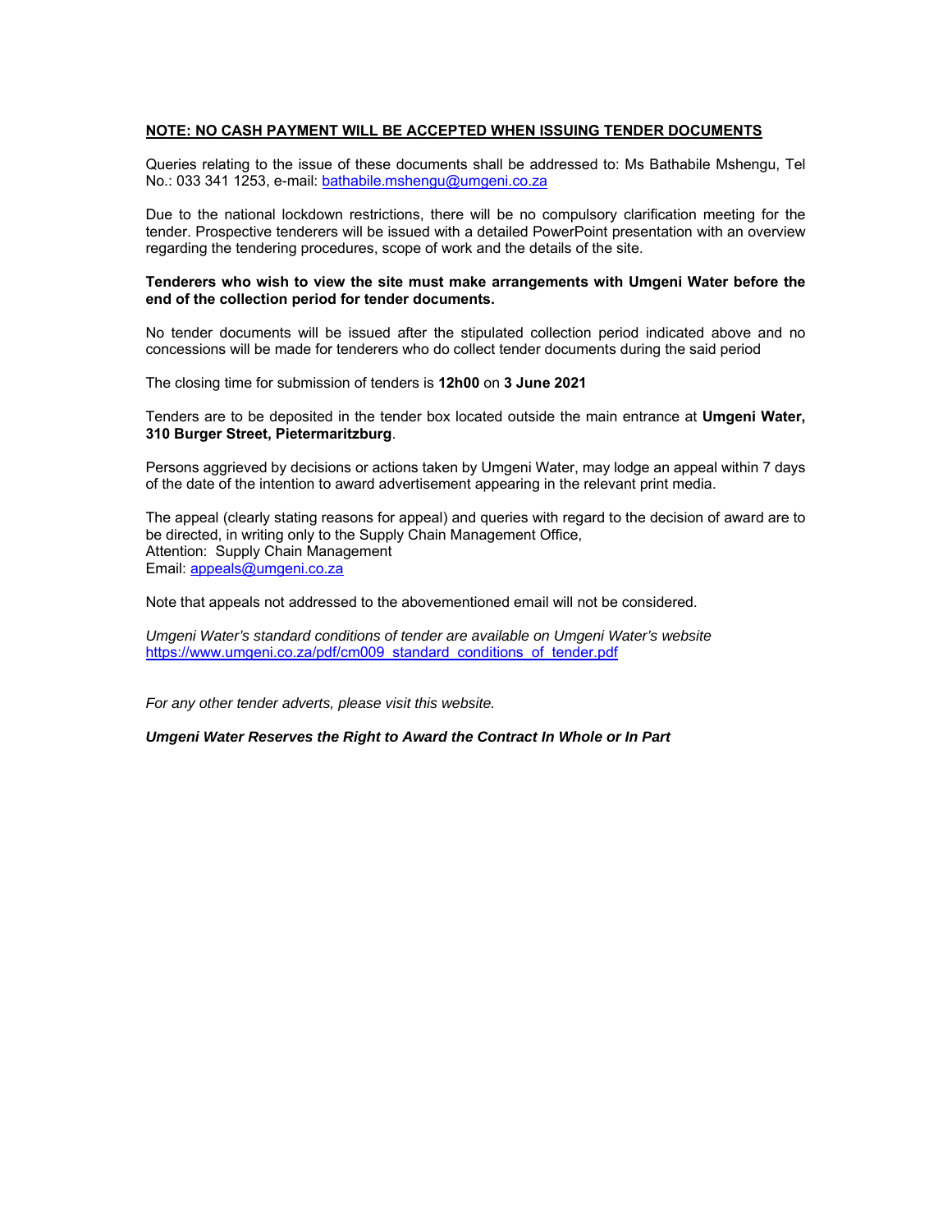**NOTE: NO CASH PAYMENT WILL BE ACCEPTED WHEN ISSUING TENDER DOCUMENTS**

Queries relating to the issue of these documents shall be addressed to: Ms Bathabile Mshengu, Tel No.: 033 341 1253, e-mail: bathabile.mshengu@umgeni.co.za

Due to the national lockdown restrictions, there will be no compulsory clarification meeting for the tender. Prospective tenderers will be issued with a detailed PowerPoint presentation with an overview regarding the tendering procedures, scope of work and the details of the site.

**Tenderers who wish to view the site must make arrangements with Umgeni Water before the end of the collection period for tender documents.**

No tender documents will be issued after the stipulated collection period indicated above and no concessions will be made for tenderers who do collect tender documents during the said period

The closing time for submission of tenders is **12h00** on **3 June 2021**

Tenders are to be deposited in the tender box located outside the main entrance at **Umgeni Water, 310 Burger Street, Pietermaritzburg**.

Persons aggrieved by decisions or actions taken by Umgeni Water, may lodge an appeal within 7 days of the date of the intention to award advertisement appearing in the relevant print media.

The appeal (clearly stating reasons for appeal) and queries with regard to the decision of award are to be directed, in writing only to the Supply Chain Management Office,
Attention: Supply Chain Management
Email: appeals@umgeni.co.za

Note that appeals not addressed to the abovementioned email will not be considered.

*Umgeni Water's standard conditions of tender are available on Umgeni Water's website* https://www.umgeni.co.za/pdf/cm009_standard_conditions_of_tender.pdf

*For any other tender adverts, please visit this website.*

***Umgeni Water Reserves the Right to Award the Contract In Whole or In Part***